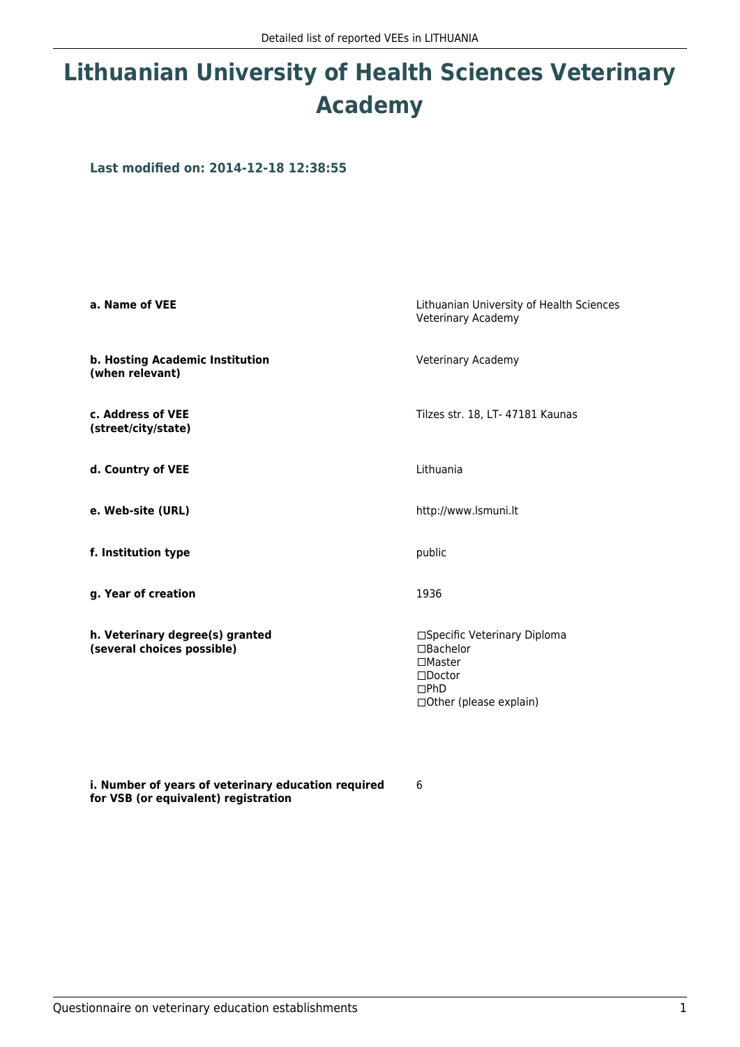# Lithuanian University of Health Sciences Veterinary Academy

**Last modified on: 2014-12-18 12:38:55**

| | |
|---|---|
| **a. Name of VEE** | Lithuanian University of Health Sciences Veterinary Academy |
| **b. Hosting Academic Institution (when relevant)** | Veterinary Academy |
| **c. Address of VEE (street/city/state)** | Tilzes str. 18, LT- 47181 Kaunas |
| **d. Country of VEE** | Lithuania |
| **e. Web-site (URL)** | http://www.lsmuni.lt |
| **f. Institution type** | public |
| **g. Year of creation** | 1936 |
| **h. Veterinary degree(s) granted (several choices possible)** | ☐Specific Veterinary Diploma<br>☐Bachelor<br>☐Master<br>☐Doctor<br>☐PhD<br>☐Other (please explain) |
| **i. Number of years of veterinary education required for VSB (or equivalent) registration** | 6 |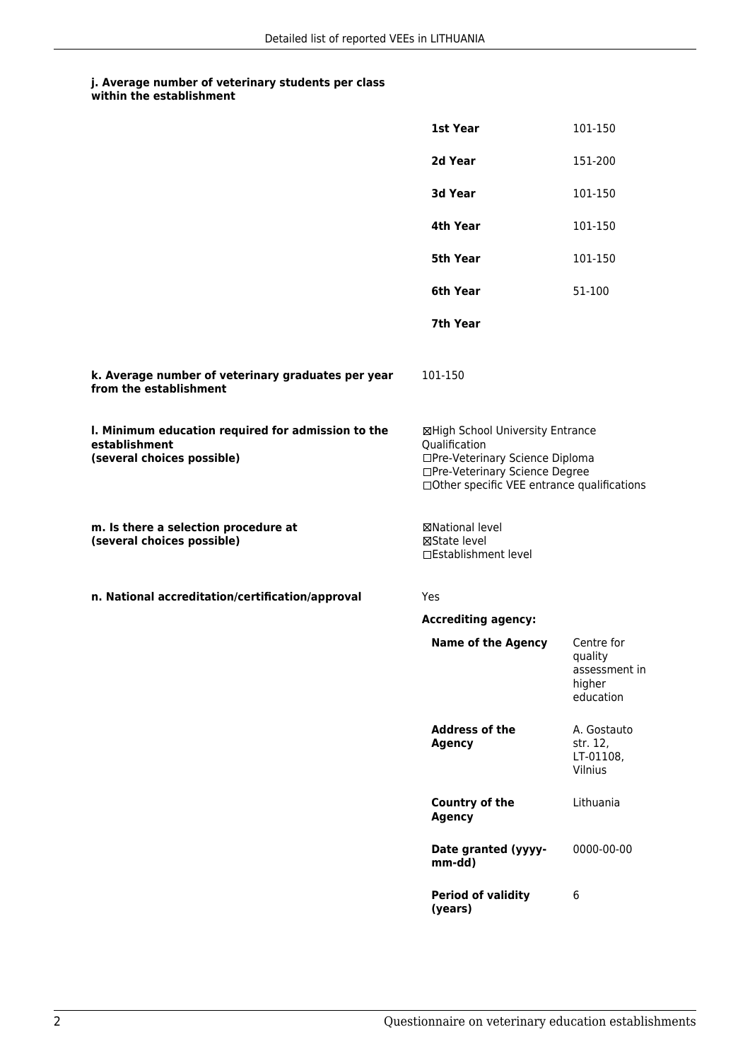#### j. Average number of veterinary students per class within the establishment

| | |
|---|---|
| **1st Year** | 101-150 |
| **2d Year** | 151-200 |
| **3d Year** | 101-150 |
| **4th Year** | 101-150 |
| **5th Year** | 101-150 |
| **6th Year** | 51-100 |
| **7th Year** | |

**k. Average number of veterinary graduates per year from the establishment**

101-150

**l. Minimum education required for admission to the establishment (several choices possible)**

☒High School University Entrance Qualification
☐Pre-Veterinary Science Diploma
☐Pre-Veterinary Science Degree
☐Other specific VEE entrance qualifications

**m. Is there a selection procedure at (several choices possible)**

☒National level
☒State level
☐Establishment level

**n. National accreditation/certification/approval**

Yes

**Accrediting agency:**

| | |
|---|---|
| **Name of the Agency** | Centre for quality assessment in higher education |
| **Address of the Agency** | A. Gostauto str. 12, LT-01108, Vilnius |
| **Country of the Agency** | Lithuania |
| **Date granted (yyyy-mm-dd)** | 0000-00-00 |
| **Period of validity (years)** | 6 |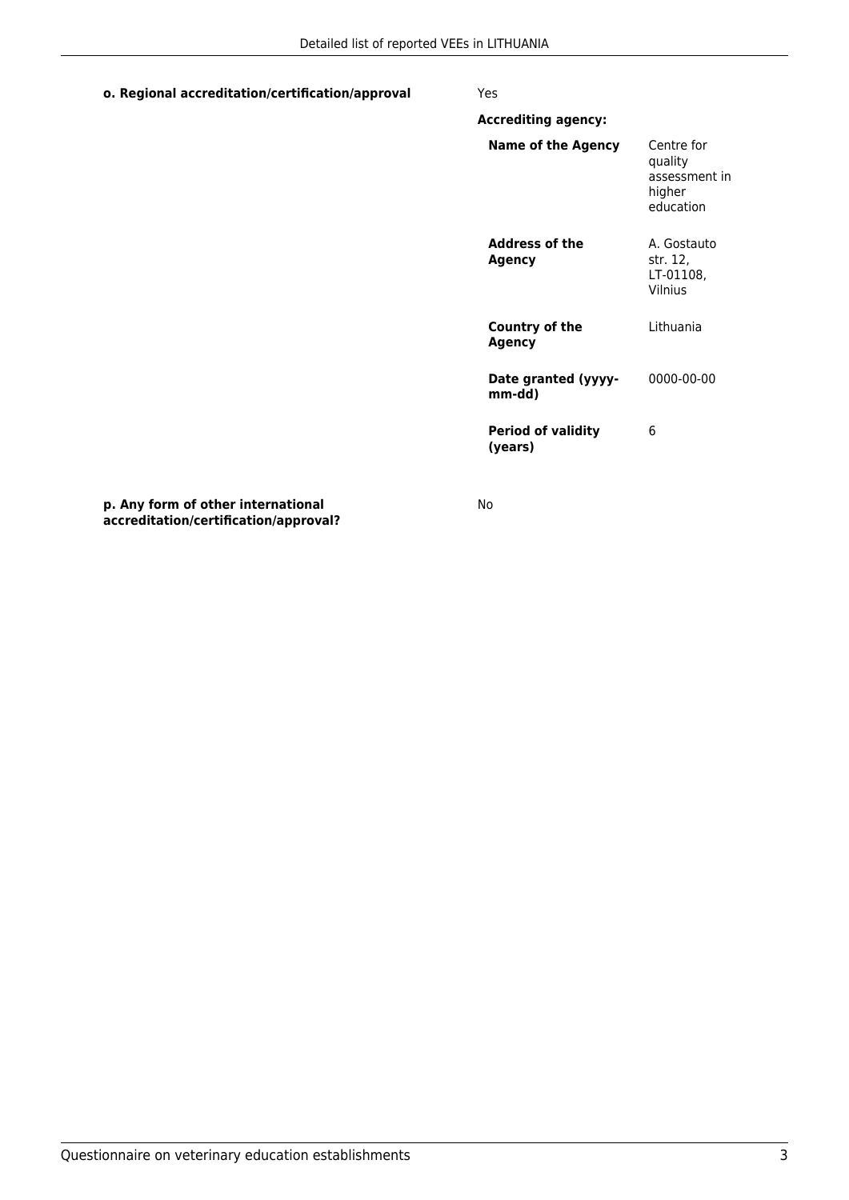**o. Regional accreditation/certification/approval**

Yes

**Accrediting agency:**

| | |
|---|---|
| **Name of the Agency** | Centre for quality assessment in higher education |
| **Address of the Agency** | A. Gostauto str. 12, LT-01108, Vilnius |
| **Country of the Agency** | Lithuania |
| **Date granted (yyyy-mm-dd)** | 0000-00-00 |
| **Period of validity (years)** | 6 |

**p. Any form of other international accreditation/certification/approval?**

No